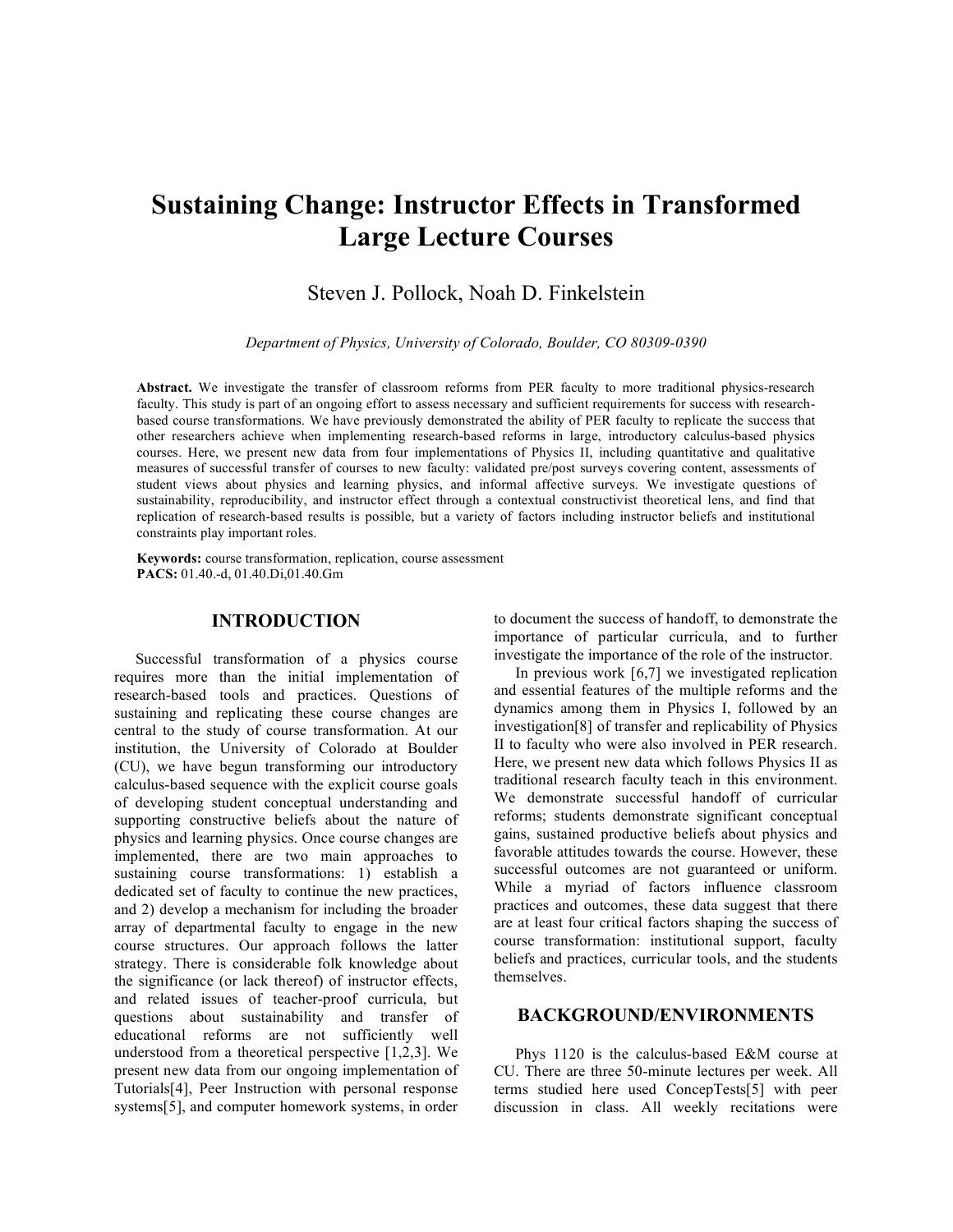# Sustaining Change: Instructor Effects in Transformed Large Lecture Courses

Steven J. Pollock, Noah D. Finkelstein

*Department of Physics, University of Colorado, Boulder, CO 80309-0390*

**Abstract.** We investigate the transfer of classroom reforms from PER faculty to more traditional physics-research faculty. This study is part of an ongoing effort to assess necessary and sufficient requirements for success with research-based course transformations. We have previously demonstrated the ability of PER faculty to replicate the success that other researchers achieve when implementing research-based reforms in large, introductory calculus-based physics courses. Here, we present new data from four implementations of Physics II, including quantitative and qualitative measures of successful transfer of courses to new faculty: validated pre/post surveys covering content, assessments of student views about physics and learning physics, and informal affective surveys. We investigate questions of sustainability, reproducibility, and instructor effect through a contextual constructivist theoretical lens, and find that replication of research-based results is possible, but a variety of factors including instructor beliefs and institutional constraints play important roles.

**Keywords:** course transformation, replication, course assessment
**PACS:** 01.40.-d, 01.40.Di,01.40.Gm

## INTRODUCTION

Successful transformation of a physics course requires more than the initial implementation of research-based tools and practices. Questions of sustaining and replicating these course changes are central to the study of course transformation. At our institution, the University of Colorado at Boulder (CU), we have begun transforming our introductory calculus-based sequence with the explicit course goals of developing student conceptual understanding and supporting constructive beliefs about the nature of physics and learning physics. Once course changes are implemented, there are two main approaches to sustaining course transformations: 1) establish a dedicated set of faculty to continue the new practices, and 2) develop a mechanism for including the broader array of departmental faculty to engage in the new course structures. Our approach follows the latter strategy. There is considerable folk knowledge about the significance (or lack thereof) of instructor effects, and related issues of teacher-proof curricula, but questions about sustainability and transfer of educational reforms are not sufficiently well understood from a theoretical perspective [1,2,3]. We present new data from our ongoing implementation of Tutorials[4], Peer Instruction with personal response systems[5], and computer homework systems, in order to document the success of handoff, to demonstrate the importance of particular curricula, and to further investigate the importance of the role of the instructor.

In previous work [6,7] we investigated replication and essential features of the multiple reforms and the dynamics among them in Physics I, followed by an investigation[8] of transfer and replicability of Physics II to faculty who were also involved in PER research. Here, we present new data which follows Physics II as traditional research faculty teach in this environment. We demonstrate successful handoff of curricular reforms; students demonstrate significant conceptual gains, sustained productive beliefs about physics and favorable attitudes towards the course. However, these successful outcomes are not guaranteed or uniform. While a myriad of factors influence classroom practices and outcomes, these data suggest that there are at least four critical factors shaping the success of course transformation: institutional support, faculty beliefs and practices, curricular tools, and the students themselves.

## BACKGROUND/ENVIRONMENTS

Phys 1120 is the calculus-based E&M course at CU. There are three 50-minute lectures per week. All terms studied here used ConcepTests[5] with peer discussion in class. All weekly recitations were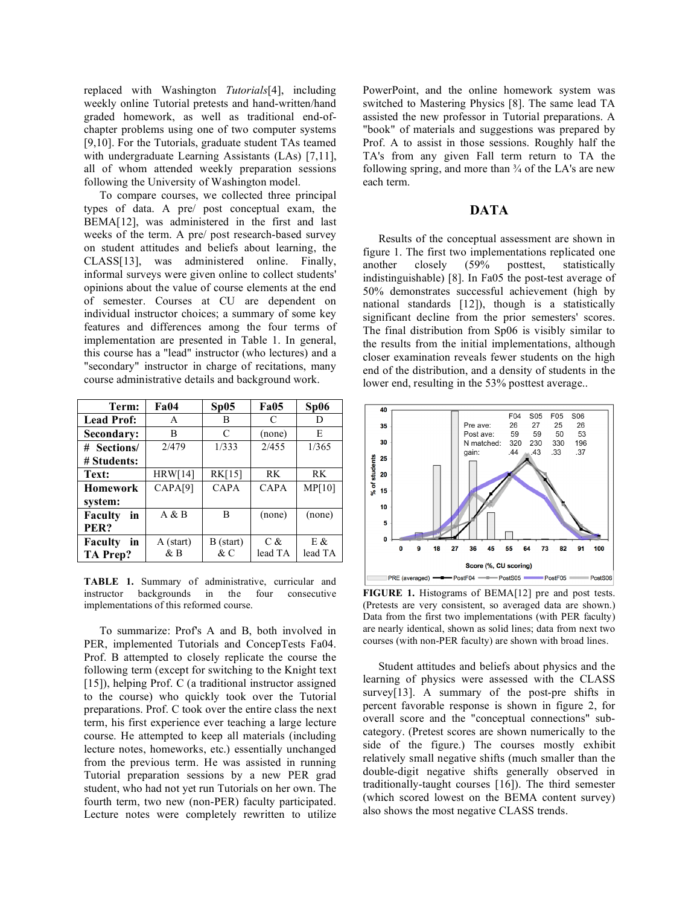replaced with Washington *Tutorials*[4], including weekly online Tutorial pretests and hand-written/hand graded homework, as well as traditional end-of-chapter problems using one of two computer systems [9,10]. For the Tutorials, graduate student TAs teamed with undergraduate Learning Assistants (LAs) [7,11], all of whom attended weekly preparation sessions following the University of Washington model.

To compare courses, we collected three principal types of data. A pre/ post conceptual exam, the BEMA[12], was administered in the first and last weeks of the term. A pre/ post research-based survey on student attitudes and beliefs about learning, the CLASS[13], was administered online. Finally, informal surveys were given online to collect students' opinions about the value of course elements at the end of semester. Courses at CU are dependent on individual instructor choices; a summary of some key features and differences among the four terms of implementation are presented in Table 1. In general, this course has a "lead" instructor (who lectures) and a "secondary" instructor in charge of recitations, many course administrative details and background work.

| **Term:** | **Fa04** | **Sp05** | **Fa05** | **Sp06** |
|---|---|---|---|---|
| **Lead Prof:** | A | B | C | D |
| **Secondary:** | B | C | (none) | E |
| **# Sections/ # Students:** | 2/479 | 1/333 | 2/455 | 1/365 |
| **Text:** | HRW[14] | RK[15] | RK | RK |
| **Homework system:** | CAPA[9] | CAPA | CAPA | MP[10] |
| **Faculty in PER?** | A & B | B | (none) | (none) |
| **Faculty in TA Prep?** | A (start) & B | B (start) & C | C & lead TA | E & lead TA |

**TABLE 1.** Summary of administrative, curricular and instructor backgrounds in the four consecutive implementations of this reformed course.

To summarize: Prof's A and B, both involved in PER, implemented Tutorials and ConcepTests Fa04. Prof. B attempted to closely replicate the course the following term (except for switching to the Knight text [15]), helping Prof. C (a traditional instructor assigned to the course) who quickly took over the Tutorial preparations. Prof. C took over the entire class the next term, his first experience ever teaching a large lecture course. He attempted to keep all materials (including lecture notes, homeworks, etc.) essentially unchanged from the previous term. He was assisted in running Tutorial preparation sessions by a new PER grad student, who had not yet run Tutorials on her own. The fourth term, two new (non-PER) faculty participated. Lecture notes were completely rewritten to utilize PowerPoint, and the online homework system was switched to Mastering Physics [8]. The same lead TA assisted the new professor in Tutorial preparations. A "book" of materials and suggestions was prepared by Prof. A to assist in those sessions. Roughly half the TA's from any given Fall term return to TA the following spring, and more than ¾ of the LA's are new each term.

## DATA

Results of the conceptual assessment are shown in figure 1. The first two implementations replicated one another closely (59% posttest, statistically indistinguishable) [8]. In Fa05 the post-test average of 50% demonstrates successful achievement (high by national standards [12]), though is a statistically significant decline from the prior semesters' scores. The final distribution from Sp06 is visibly similar to the results from the initial implementations, although closer examination reveals fewer students on the high end of the distribution, and a density of students in the lower end, resulting in the 53% posttest average..

**FIGURE 1.** Histograms of BEMA[12] pre and post tests. (Pretests are very consistent, so averaged data are shown.) Data from the first two implementations (with PER faculty) are nearly identical, shown as solid lines; data from next two courses (with non-PER faculty) are shown with broad lines.

Student attitudes and beliefs about physics and the learning of physics were assessed with the CLASS survey[13]. A summary of the post-pre shifts in percent favorable response is shown in figure 2, for overall score and the "conceptual connections" sub-category. (Pretest scores are shown numerically to the side of the figure.) The courses mostly exhibit relatively small negative shifts (much smaller than the double-digit negative shifts generally observed in traditionally-taught courses [16]). The third semester (which scored lowest on the BEMA content survey) also shows the most negative CLASS trends.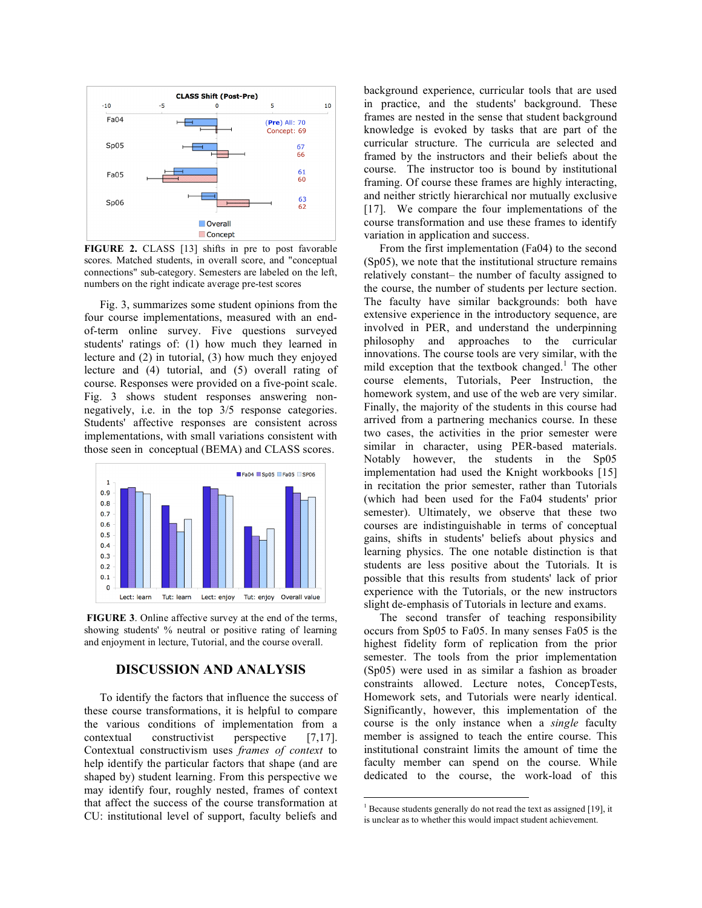**FIGURE 2.** CLASS [13] shifts in pre to post favorable scores. Matched students, in overall score, and "conceptual connections" sub-category. Semesters are labeled on the left, numbers on the right indicate average pre-test scores

Fig. 3, summarizes some student opinions from the four course implementations, measured with an end-of-term online survey. Five questions surveyed students' ratings of: (1) how much they learned in lecture and (2) in tutorial, (3) how much they enjoyed lecture and (4) tutorial, and (5) overall rating of course. Responses were provided on a five-point scale. Fig. 3 shows student responses answering non-negatively, i.e. in the top 3/5 response categories. Students' affective responses are consistent across implementations, with small variations consistent with those seen in conceptual (BEMA) and CLASS scores.

**FIGURE 3**. Online affective survey at the end of the terms, showing students' % neutral or positive rating of learning and enjoyment in lecture, Tutorial, and the course overall.

## DISCUSSION AND ANALYSIS

To identify the factors that influence the success of these course transformations, it is helpful to compare the various conditions of implementation from a contextual constructivist perspective [7,17]. Contextual constructivism uses *frames of context* to help identify the particular factors that shape (and are shaped by) student learning. From this perspective we may identify four, roughly nested, frames of context that affect the success of the course transformation at CU: institutional level of support, faculty beliefs and background experience, curricular tools that are used in practice, and the students' background. These frames are nested in the sense that student background knowledge is evoked by tasks that are part of the curricular structure. The curricula are selected and framed by the instructors and their beliefs about the course. The instructor too is bound by institutional framing. Of course these frames are highly interacting, and neither strictly hierarchical nor mutually exclusive [17]. We compare the four implementations of the course transformation and use these frames to identify variation in application and success.

From the first implementation (Fa04) to the second (Sp05), we note that the institutional structure remains relatively constant– the number of faculty assigned to the course, the number of students per lecture section. The faculty have similar backgrounds: both have extensive experience in the introductory sequence, are involved in PER, and understand the underpinning philosophy and approaches to the curricular innovations. The course tools are very similar, with the mild exception that the textbook changed.[1] The other course elements, Tutorials, Peer Instruction, the homework system, and use of the web are very similar. Finally, the majority of the students in this course had arrived from a partnering mechanics course. In these two cases, the activities in the prior semester were similar in character, using PER-based materials. Notably however, the students in the Sp05 implementation had used the Knight workbooks [15] in recitation the prior semester, rather than Tutorials (which had been used for the Fa04 students' prior semester). Ultimately, we observe that these two courses are indistinguishable in terms of conceptual gains, shifts in students' beliefs about physics and learning physics. The one notable distinction is that students are less positive about the Tutorials. It is possible that this results from students' lack of prior experience with the Tutorials, or the new instructors slight de-emphasis of Tutorials in lecture and exams.

The second transfer of teaching responsibility occurs from Sp05 to Fa05. In many senses Fa05 is the highest fidelity form of replication from the prior semester. The tools from the prior implementation (Sp05) were used in as similar a fashion as broader constraints allowed. Lecture notes, ConcepTests, Homework sets, and Tutorials were nearly identical. Significantly, however, this implementation of the course is the only instance when a *single* faculty member is assigned to teach the entire course. This institutional constraint limits the amount of time the faculty member can spend on the course. While dedicated to the course, the work-load of this

[1] Because students generally do not read the text as assigned [19], it is unclear as to whether this would impact student achievement.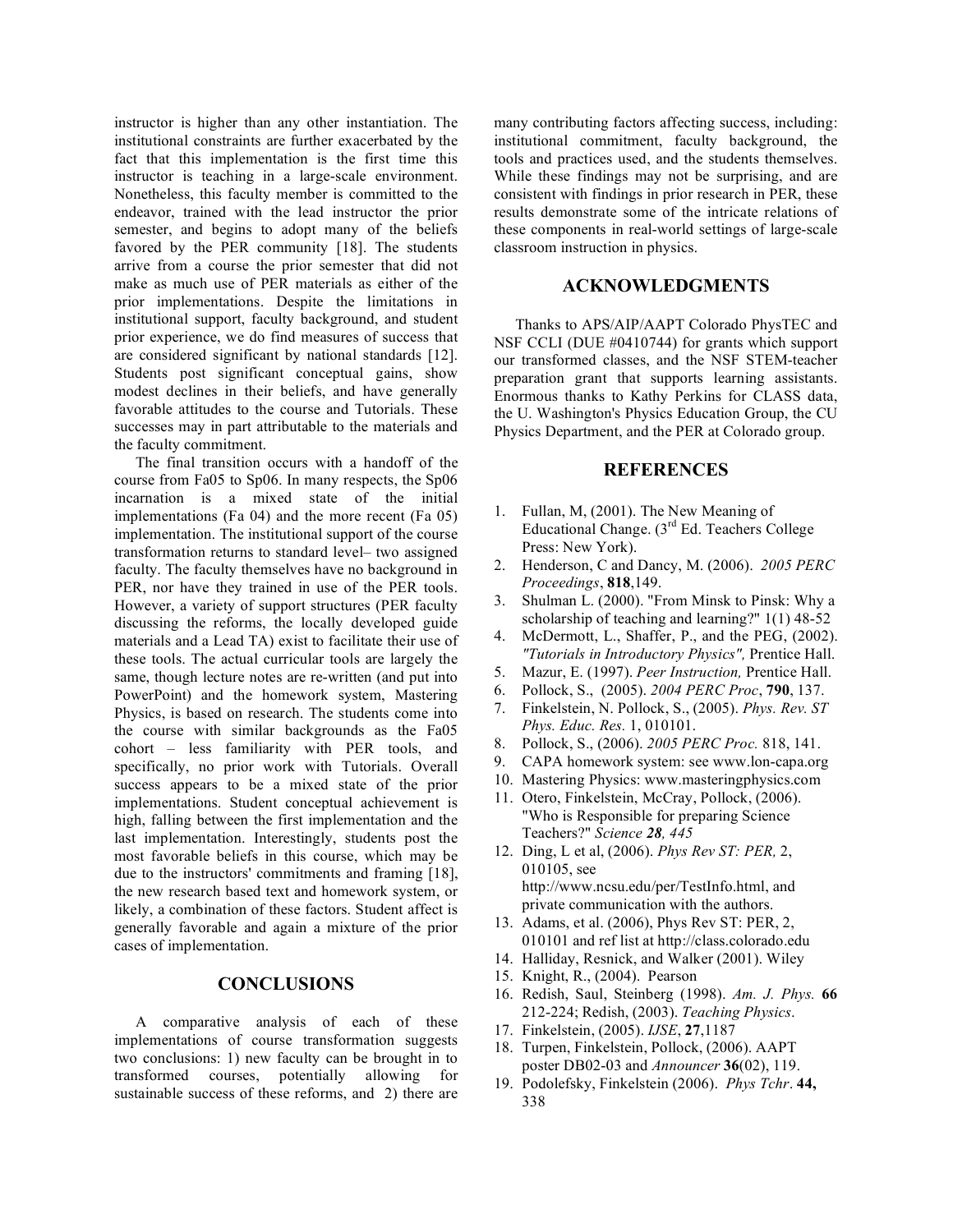instructor is higher than any other instantiation. The institutional constraints are further exacerbated by the fact that this implementation is the first time this instructor is teaching in a large-scale environment. Nonetheless, this faculty member is committed to the endeavor, trained with the lead instructor the prior semester, and begins to adopt many of the beliefs favored by the PER community [18]. The students arrive from a course the prior semester that did not make as much use of PER materials as either of the prior implementations. Despite the limitations in institutional support, faculty background, and student prior experience, we do find measures of success that are considered significant by national standards [12]. Students post significant conceptual gains, show modest declines in their beliefs, and have generally favorable attitudes to the course and Tutorials. These successes may in part attributable to the materials and the faculty commitment.

The final transition occurs with a handoff of the course from Fa05 to Sp06. In many respects, the Sp06 incarnation is a mixed state of the initial implementations (Fa 04) and the more recent (Fa 05) implementation. The institutional support of the course transformation returns to standard level– two assigned faculty. The faculty themselves have no background in PER, nor have they trained in use of the PER tools. However, a variety of support structures (PER faculty discussing the reforms, the locally developed guide materials and a Lead TA) exist to facilitate their use of these tools. The actual curricular tools are largely the same, though lecture notes are re-written (and put into PowerPoint) and the homework system, Mastering Physics, is based on research. The students come into the course with similar backgrounds as the Fa05 cohort – less familiarity with PER tools, and specifically, no prior work with Tutorials. Overall success appears to be a mixed state of the prior implementations. Student conceptual achievement is high, falling between the first implementation and the last implementation. Interestingly, students post the most favorable beliefs in this course, which may be due to the instructors' commitments and framing [18], the new research based text and homework system, or likely, a combination of these factors. Student affect is generally favorable and again a mixture of the prior cases of implementation.

## CONCLUSIONS

A comparative analysis of each of these implementations of course transformation suggests two conclusions: 1) new faculty can be brought in to transformed courses, potentially allowing for sustainable success of these reforms, and 2) there are many contributing factors affecting success, including: institutional commitment, faculty background, the tools and practices used, and the students themselves. While these findings may not be surprising, and are consistent with findings in prior research in PER, these results demonstrate some of the intricate relations of these components in real-world settings of large-scale classroom instruction in physics.

## ACKNOWLEDGMENTS

Thanks to APS/AIP/AAPT Colorado PhysTEC and NSF CCLI (DUE #0410744) for grants which support our transformed classes, and the NSF STEM-teacher preparation grant that supports learning assistants. Enormous thanks to Kathy Perkins for CLASS data, the U. Washington's Physics Education Group, the CU Physics Department, and the PER at Colorado group.

## REFERENCES

1. Fullan, M, (2001). The New Meaning of Educational Change. (3rd Ed. Teachers College Press: New York).
2. Henderson, C and Dancy, M. (2006). *2005 PERC Proceedings*, **818**,149.
3. Shulman L. (2000). "From Minsk to Pinsk: Why a scholarship of teaching and learning?" 1(1) 48-52
4. McDermott, L., Shaffer, P., and the PEG, (2002). *"Tutorials in Introductory Physics"*, Prentice Hall.
5. Mazur, E. (1997). *Peer Instruction,* Prentice Hall.
6. Pollock, S., (2005). *2004 PERC Proc*, **790**, 137.
7. Finkelstein, N. Pollock, S., (2005). *Phys. Rev. ST Phys. Educ. Res.* 1, 010101.
8. Pollock, S., (2006). *2005 PERC Proc.* 818, 141.
9. CAPA homework system: see www.lon-capa.org
10. Mastering Physics: www.masteringphysics.com
11. Otero, Finkelstein, McCray, Pollock, (2006). "Who is Responsible for preparing Science Teachers?" *Science* ***28**, 445*
12. Ding, L et al, (2006). *Phys Rev ST: PER,* 2, 010105, see http://www.ncsu.edu/per/TestInfo.html, and private communication with the authors.
13. Adams, et al. (2006), Phys Rev ST: PER, 2, 010101 and ref list at http://class.colorado.edu
14. Halliday, Resnick, and Walker (2001). Wiley
15. Knight, R., (2004). Pearson
16. Redish, Saul, Steinberg (1998). *Am. J. Phys.* **66** 212-224; Redish, (2003). *Teaching Physics*.
17. Finkelstein, (2005). *IJSE*, **27**,1187
18. Turpen, Finkelstein, Pollock, (2006). AAPT poster DB02-03 and *Announcer* **36**(02), 119.
19. Podolefsky, Finkelstein (2006). *Phys Tchr*. **44,** 338